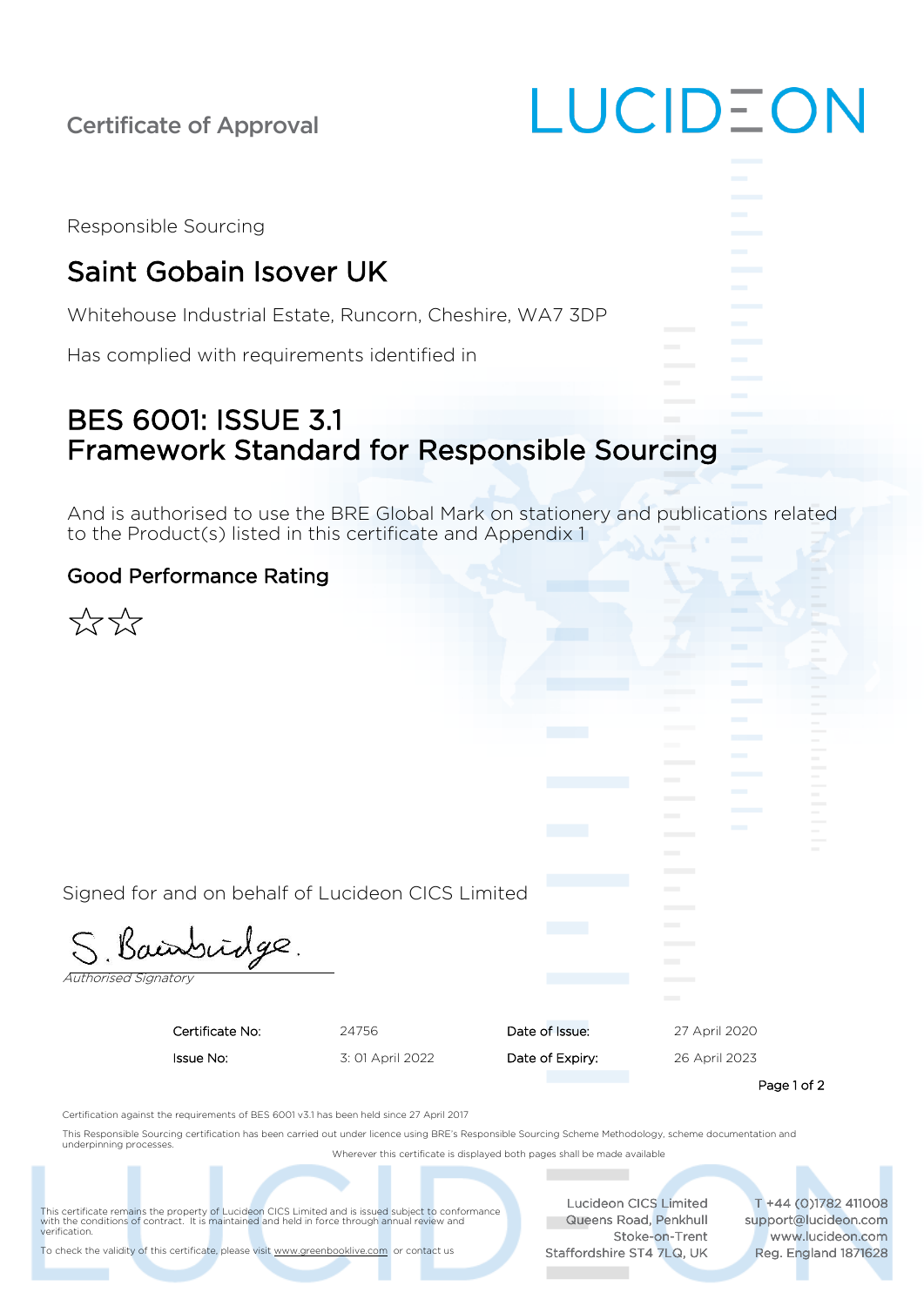Certificate of Approval

LUCIDEON

Responsible Sourcing

# Saint Gobain Isover UK

Whitehouse Industrial Estate, Runcorn, Cheshire, WA7 3DP

Has complied with requirements identified in

## BES 6001: ISSUE 3.1
## Framework Standard for Responsible Sourcing

And is authorised to use the BRE Global Mark on stationery and publications related to the Product(s) listed in this certificate and Appendix 1

### Good Performance Rating

☆☆

Signed for and on behalf of Lucideon CICS Limited

S. Bainbridge.

*Authorised Signatory*

| | | | |
|---|---|---|---|
| Certificate No: | 24756 | Date of Issue: | 27 April 2020 |
| Issue No: | 3: 01 April 2022 | Date of Expiry: | 26 April 2023 |

Certification against the requirements of BES 6001 v3.1 has been held since 27 April 2017

This Responsible Sourcing certification has been carried out under licence using BRE's Responsible Sourcing Scheme Methodology, scheme documentation and underpinning processes.

Wherever this certificate is displayed both pages shall be made available

This certificate remains the property of Lucideon CICS Limited and is issued subject to conformance with the conditions of contract. It is maintained and held in force through annual review and verification.

To check the validity of this certificate, please visit www.greenbooklive.com or contact us

Lucideon CICS Limited
Queens Road, Penkhull
Stoke-on-Trent
Staffordshire ST4 7LQ, UK

T +44 (0)1782 411008
support@lucideon.com
www.lucideon.com
Reg. England 1871628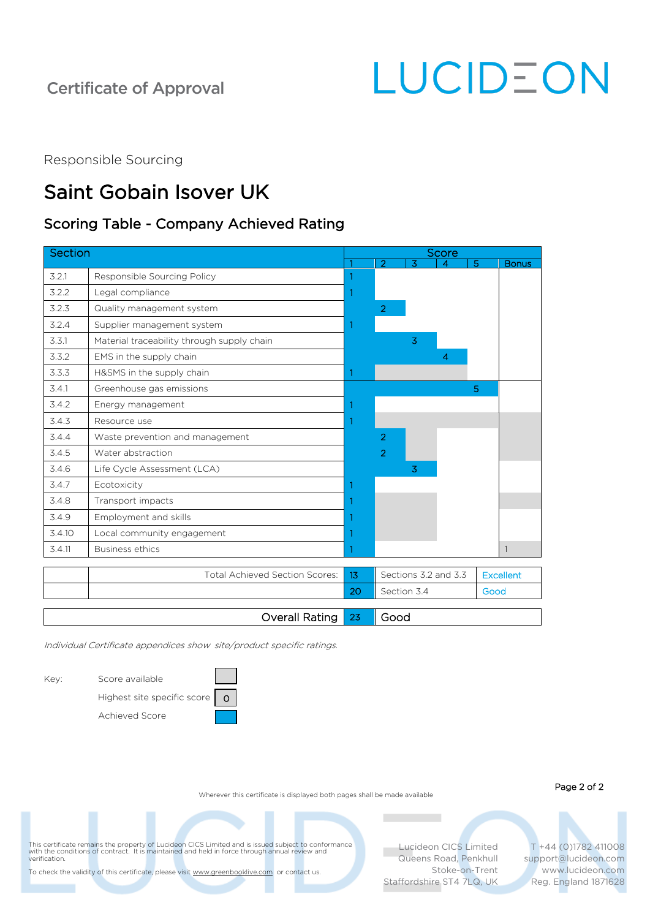Certificate of Approval

LUCIDEON

Responsible Sourcing

# Saint Gobain Isover UK

## Scoring Table - Company Achieved Rating

| Section | | Score 1 | 2 | 3 | 4 | 5 | Bonus |
|---|---|---|---|---|---|---|---|
| 3.2.1 | Responsible Sourcing Policy | 1 | | | | | |
| 3.2.2 | Legal compliance | 1 | | | | | |
| 3.2.3 | Quality management system | | 2 | | | | |
| 3.2.4 | Supplier management system | 1 | | | | | |
| 3.3.1 | Material traceability through supply chain | | | 3 | | | |
| 3.3.2 | EMS in the supply chain | | | | 4 | | |
| 3.3.3 | H&SMS in the supply chain | 1 | | | | | |
| 3.4.1 | Greenhouse gas emissions | | | | | 5 | |
| 3.4.2 | Energy management | 1 | | | | | |
| 3.4.3 | Resource use | 1 | | | | | |
| 3.4.4 | Waste prevention and management | | 2 | | | | |
| 3.4.5 | Water abstraction | | 2 | | | | |
| 3.4.6 | Life Cycle Assessment (LCA) | | | 3 | | | |
| 3.4.7 | Ecotoxicity | 1 | | | | | |
| 3.4.8 | Transport impacts | 1 | | | | | |
| 3.4.9 | Employment and skills | 1 | | | | | |
| 3.4.10 | Local community engagement | 1 | | | | | |
| 3.4.11 | Business ethics | 1 | | | | | 1 |

| | Total Achieved Section Scores: | 13 | Sections 3.2 and 3.3 | Excellent |
|---|---|---|---|---|
| | | 20 | Section 3.4 | Good |

| Overall Rating | 23 | Good |
|---|---|---|

*Individual Certificate appendices show site/product specific ratings.*

Key:
- Score available
- Highest site specific score (0)
- Achieved Score

Wherever this certificate is displayed both pages shall be made available

This certificate remains the property of Lucideon CICS Limited and is issued subject to conformance with the conditions of contract. It is maintained and held in force through annual review and verification.

To check the validity of this certificate, please visit www.greenbooklive.com or contact us.

Lucideon CICS Limited
Queens Road, Penkhull
Stoke-on-Trent
Staffordshire ST4 7LQ, UK

T +44 (0)1782 411008
support@lucideon.com
www.lucideon.com
Reg. England 1871628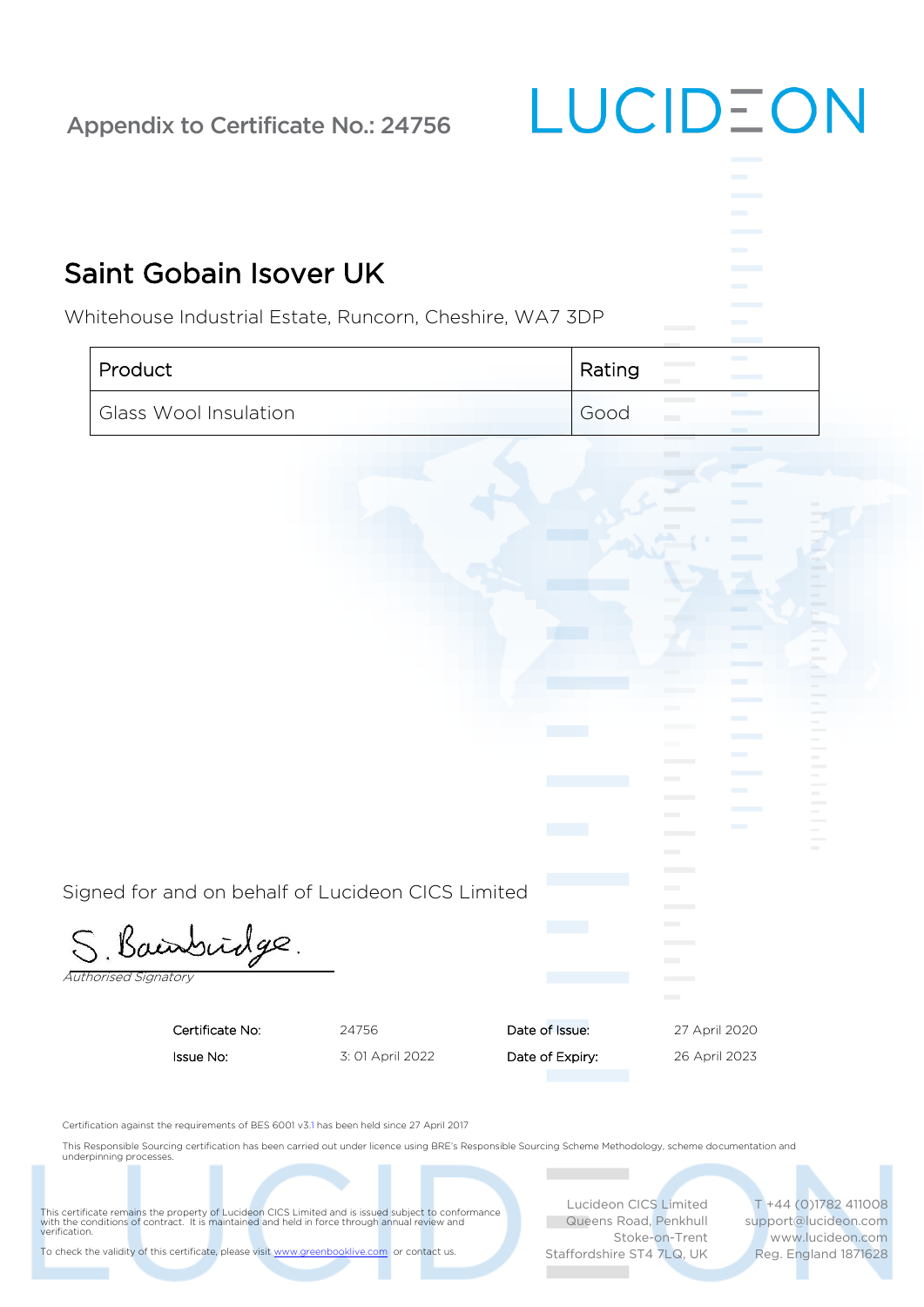Appendix to Certificate No.: 24756

LUCIDEON

# Saint Gobain Isover UK

Whitehouse Industrial Estate, Runcorn, Cheshire, WA7 3DP

| Product | Rating |
|---|---|
| Glass Wool Insulation | Good |

Signed for and on behalf of Lucideon CICS Limited

S. Bainbridge.

*Authorised Signatory*

| | | | |
|---|---|---|---|
| Certificate No: | 24756 | Date of Issue: | 27 April 2020 |
| Issue No: | 3: 01 April 2022 | Date of Expiry: | 26 April 2023 |

Certification against the requirements of BES 6001 v3.1 has been held since 27 April 2017

This Responsible Sourcing certification has been carried out under licence using BRE's Responsible Sourcing Scheme Methodology, scheme documentation and underpinning processes.

This certificate remains the property of Lucideon CICS Limited and is issued subject to conformance with the conditions of contract. It is maintained and held in force through annual review and verification.

To check the validity of this certificate, please visit www.greenbooklive.com or contact us.

Lucideon CICS Limited
Queens Road, Penkhull
Stoke-on-Trent
Staffordshire ST4 7LQ, UK

T +44 (0)1782 411008
support@lucideon.com
www.lucideon.com
Reg. England 1871628